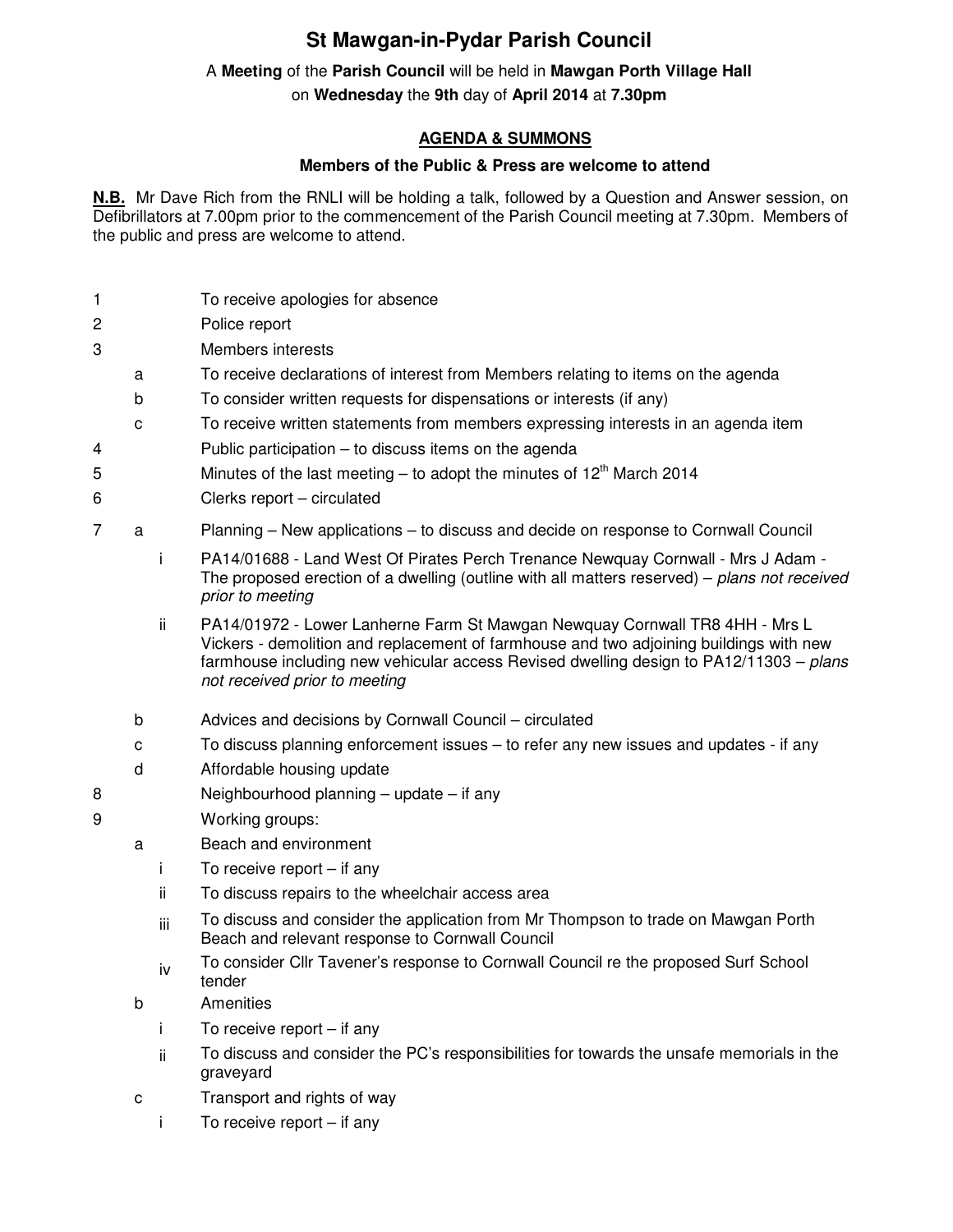# St Mawgan-in-Pydar Parish Council

A **Meeting** of the **Parish Council** will be held in **Mawgan Porth Village Hall** on **Wednesday** the **9th** day of **April 2014** at **7.30pm**

## AGENDA & SUMMONS

**Members of the Public & Press are welcome to attend**

**N.B.** Mr Dave Rich from the RNLI will be holding a talk, followed by a Question and Answer session, on Defibrillators at 7.00pm prior to the commencement of the Parish Council meeting at 7.30pm. Members of the public and press are welcome to attend.

1 To receive apologies for absence

2 Police report

3 Members interests
- a To receive declarations of interest from Members relating to items on the agenda
- b To consider written requests for dispensations or interests (if any)
- c To receive written statements from members expressing interests in an agenda item

4 Public participation – to discuss items on the agenda

5 Minutes of the last meeting – to adopt the minutes of 12th March 2014

6 Clerks report – circulated

7
- a Planning – New applications – to discuss and decide on response to Cornwall Council
  - i PA14/01688 - Land West Of Pirates Perch Trenance Newquay Cornwall - Mrs J Adam - The proposed erection of a dwelling (outline with all matters reserved) – *plans not received prior to meeting*
  - ii PA14/01972 - Lower Lanherne Farm St Mawgan Newquay Cornwall TR8 4HH - Mrs L Vickers - demolition and replacement of farmhouse and two adjoining buildings with new farmhouse including new vehicular access Revised dwelling design to PA12/11303 – *plans not received prior to meeting*
- b Advices and decisions by Cornwall Council – circulated
- c To discuss planning enforcement issues – to refer any new issues and updates - if any
- d Affordable housing update

8 Neighbourhood planning – update – if any

9 Working groups:
- a Beach and environment
  - i To receive report – if any
  - ii To discuss repairs to the wheelchair access area
  - iii To discuss and consider the application from Mr Thompson to trade on Mawgan Porth Beach and relevant response to Cornwall Council
  - iv To consider Cllr Tavener's response to Cornwall Council re the proposed Surf School tender
- b Amenities
  - i To receive report – if any
  - ii To discuss and consider the PC's responsibilities for towards the unsafe memorials in the graveyard
- c Transport and rights of way
  - i To receive report – if any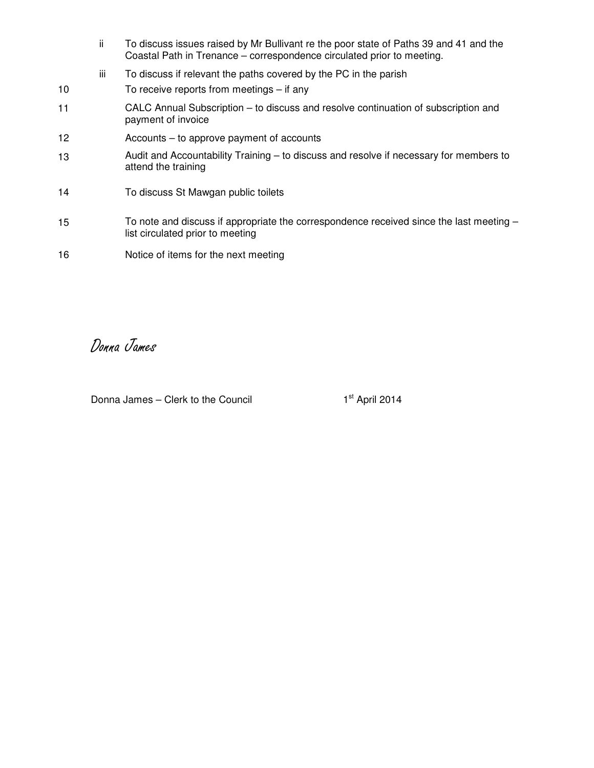ii To discuss issues raised by Mr Bullivant re the poor state of Paths 39 and 41 and the Coastal Path in Trenance – correspondence circulated prior to meeting.

iii To discuss if relevant the paths covered by the PC in the parish

10 To receive reports from meetings – if any

11 CALC Annual Subscription – to discuss and resolve continuation of subscription and payment of invoice

12 Accounts – to approve payment of accounts

13 Audit and Accountability Training – to discuss and resolve if necessary for members to attend the training

14 To discuss St Mawgan public toilets

15 To note and discuss if appropriate the correspondence received since the last meeting – list circulated prior to meeting

16 Notice of items for the next meeting

*Donna James*

Donna James – Clerk to the Council 1st April 2014